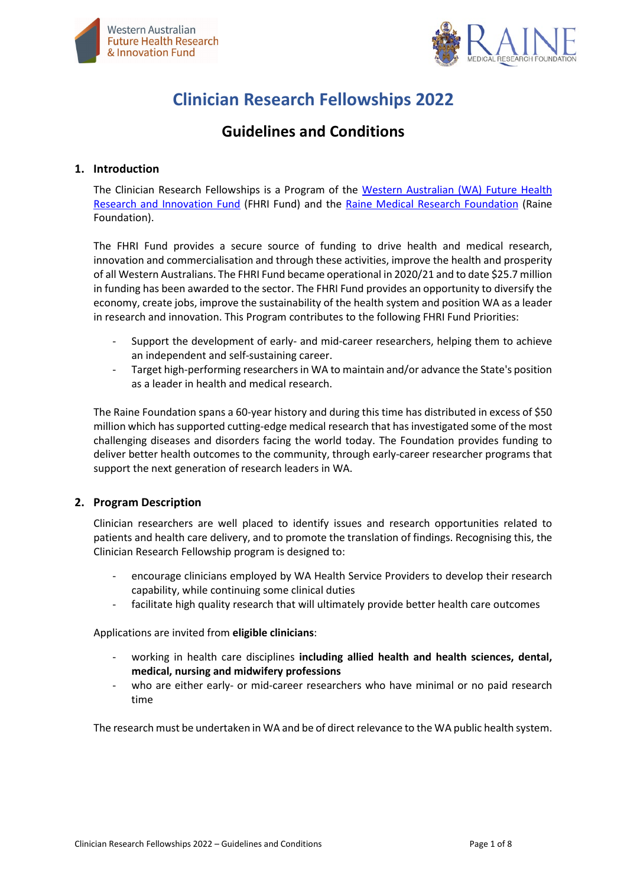# Clinician Research Fellowships 2022

## Guidelines and Conditions

### 1. Introduction

The Clinician Research Fellowships is a Program of the [Western Australian (WA) Future Health Research and Innovation Fund](#) (FHRI Fund) and the [Raine Medical Research Foundation](#) (Raine Foundation).

The FHRI Fund provides a secure source of funding to drive health and medical research, innovation and commercialisation and through these activities, improve the health and prosperity of all Western Australians. The FHRI Fund became operational in 2020/21 and to date $25.7 million in funding has been awarded to the sector. The FHRI Fund provides an opportunity to diversify the economy, create jobs, improve the sustainability of the health system and position WA as a leader in research and innovation. This Program contributes to the following FHRI Fund Priorities:

- Support the development of early- and mid-career researchers, helping them to achieve an independent and self-sustaining career.
- Target high-performing researchers in WA to maintain and/or advance the State's position as a leader in health and medical research.

The Raine Foundation spans a 60-year history and during this time has distributed in excess of $50 million which has supported cutting-edge medical research that has investigated some of the most challenging diseases and disorders facing the world today. The Foundation provides funding to deliver better health outcomes to the community, through early-career researcher programs that support the next generation of research leaders in WA.

### 2. Program Description

Clinician researchers are well placed to identify issues and research opportunities related to patients and health care delivery, and to promote the translation of findings. Recognising this, the Clinician Research Fellowship program is designed to:

- encourage clinicians employed by WA Health Service Providers to develop their research capability, while continuing some clinical duties
- facilitate high quality research that will ultimately provide better health care outcomes

Applications are invited from **eligible clinicians**:

- working in health care disciplines **including allied health and health sciences, dental, medical, nursing and midwifery professions**
- who are either early- or mid-career researchers who have minimal or no paid research time

The research must be undertaken in WA and be of direct relevance to the WA public health system.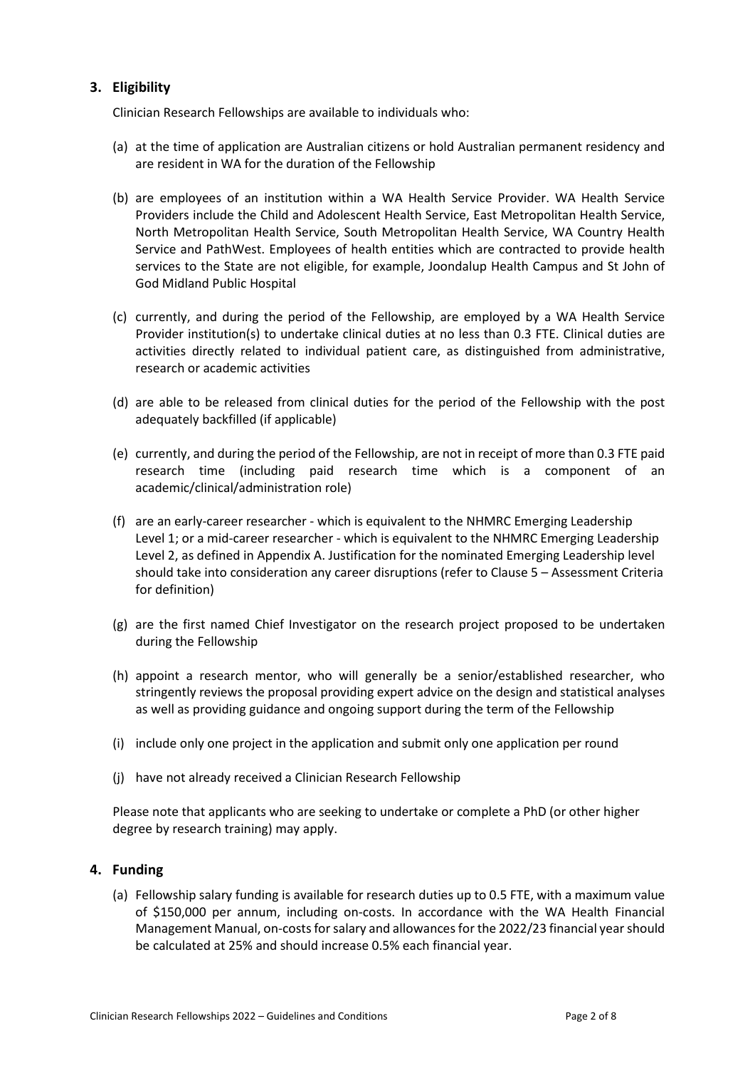## 3. Eligibility

Clinician Research Fellowships are available to individuals who:

(a) at the time of application are Australian citizens or hold Australian permanent residency and are resident in WA for the duration of the Fellowship

(b) are employees of an institution within a WA Health Service Provider. WA Health Service Providers include the Child and Adolescent Health Service, East Metropolitan Health Service, North Metropolitan Health Service, South Metropolitan Health Service, WA Country Health Service and PathWest. Employees of health entities which are contracted to provide health services to the State are not eligible, for example, Joondalup Health Campus and St John of God Midland Public Hospital

(c) currently, and during the period of the Fellowship, are employed by a WA Health Service Provider institution(s) to undertake clinical duties at no less than 0.3 FTE. Clinical duties are activities directly related to individual patient care, as distinguished from administrative, research or academic activities

(d) are able to be released from clinical duties for the period of the Fellowship with the post adequately backfilled (if applicable)

(e) currently, and during the period of the Fellowship, are not in receipt of more than 0.3 FTE paid research time (including paid research time which is a component of an academic/clinical/administration role)

(f) are an early-career researcher - which is equivalent to the NHMRC Emerging Leadership Level 1; or a mid-career researcher - which is equivalent to the NHMRC Emerging Leadership Level 2, as defined in Appendix A. Justification for the nominated Emerging Leadership level should take into consideration any career disruptions (refer to Clause 5 – Assessment Criteria for definition)

(g) are the first named Chief Investigator on the research project proposed to be undertaken during the Fellowship

(h) appoint a research mentor, who will generally be a senior/established researcher, who stringently reviews the proposal providing expert advice on the design and statistical analyses as well as providing guidance and ongoing support during the term of the Fellowship

(i) include only one project in the application and submit only one application per round

(j) have not already received a Clinician Research Fellowship

Please note that applicants who are seeking to undertake or complete a PhD (or other higher degree by research training) may apply.

## 4. Funding

(a) Fellowship salary funding is available for research duties up to 0.5 FTE, with a maximum value of $150,000 per annum, including on-costs. In accordance with the WA Health Financial Management Manual, on-costs for salary and allowances for the 2022/23 financial year should be calculated at 25% and should increase 0.5% each financial year.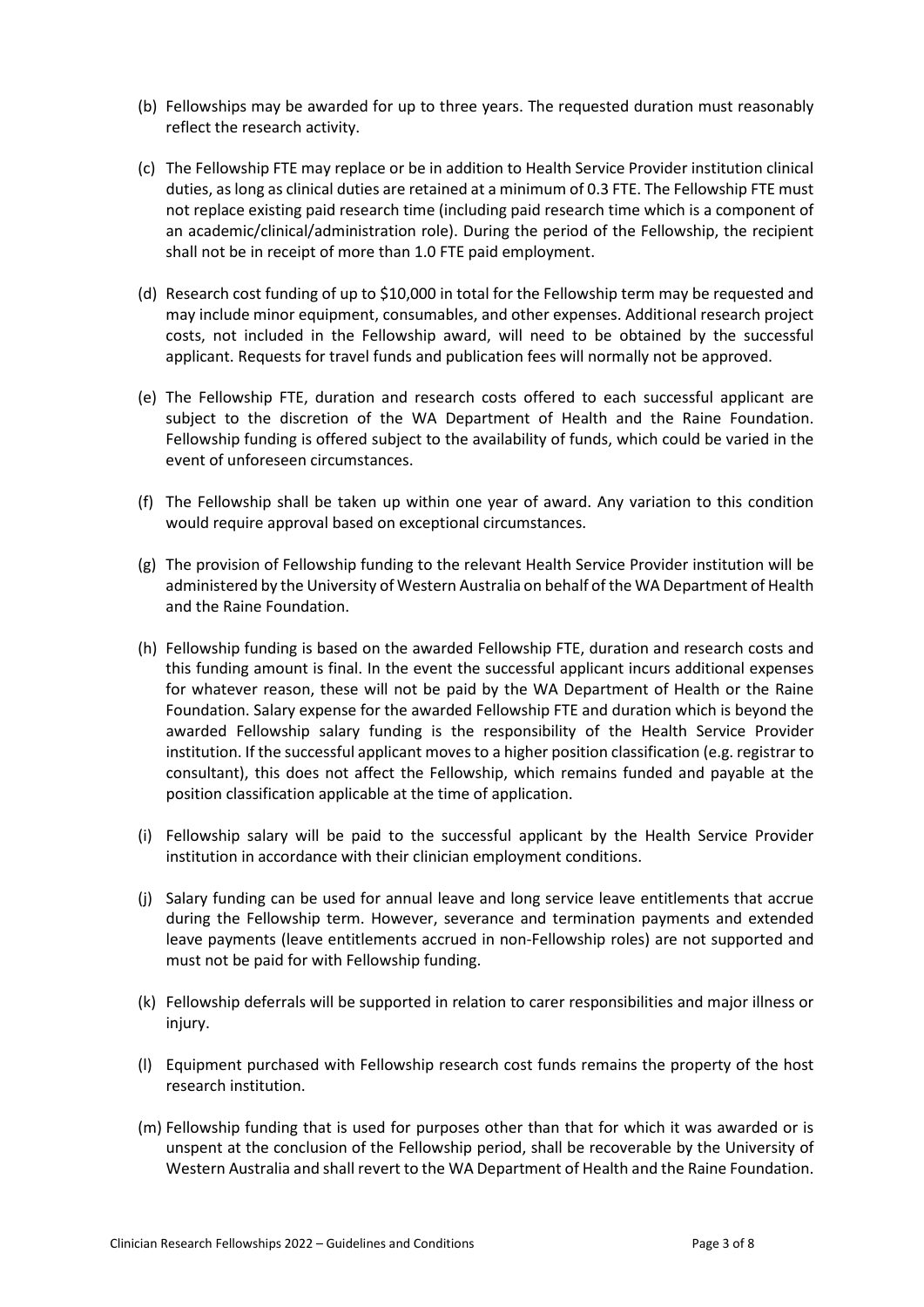(b) Fellowships may be awarded for up to three years. The requested duration must reasonably reflect the research activity.

(c) The Fellowship FTE may replace or be in addition to Health Service Provider institution clinical duties, as long as clinical duties are retained at a minimum of 0.3 FTE. The Fellowship FTE must not replace existing paid research time (including paid research time which is a component of an academic/clinical/administration role). During the period of the Fellowship, the recipient shall not be in receipt of more than 1.0 FTE paid employment.

(d) Research cost funding of up to $10,000 in total for the Fellowship term may be requested and may include minor equipment, consumables, and other expenses. Additional research project costs, not included in the Fellowship award, will need to be obtained by the successful applicant. Requests for travel funds and publication fees will normally not be approved.

(e) The Fellowship FTE, duration and research costs offered to each successful applicant are subject to the discretion of the WA Department of Health and the Raine Foundation. Fellowship funding is offered subject to the availability of funds, which could be varied in the event of unforeseen circumstances.

(f) The Fellowship shall be taken up within one year of award. Any variation to this condition would require approval based on exceptional circumstances.

(g) The provision of Fellowship funding to the relevant Health Service Provider institution will be administered by the University of Western Australia on behalf of the WA Department of Health and the Raine Foundation.

(h) Fellowship funding is based on the awarded Fellowship FTE, duration and research costs and this funding amount is final. In the event the successful applicant incurs additional expenses for whatever reason, these will not be paid by the WA Department of Health or the Raine Foundation. Salary expense for the awarded Fellowship FTE and duration which is beyond the awarded Fellowship salary funding is the responsibility of the Health Service Provider institution. If the successful applicant moves to a higher position classification (e.g. registrar to consultant), this does not affect the Fellowship, which remains funded and payable at the position classification applicable at the time of application.

(i) Fellowship salary will be paid to the successful applicant by the Health Service Provider institution in accordance with their clinician employment conditions.

(j) Salary funding can be used for annual leave and long service leave entitlements that accrue during the Fellowship term. However, severance and termination payments and extended leave payments (leave entitlements accrued in non-Fellowship roles) are not supported and must not be paid for with Fellowship funding.

(k) Fellowship deferrals will be supported in relation to carer responsibilities and major illness or injury.

(l) Equipment purchased with Fellowship research cost funds remains the property of the host research institution.

(m) Fellowship funding that is used for purposes other than that for which it was awarded or is unspent at the conclusion of the Fellowship period, shall be recoverable by the University of Western Australia and shall revert to the WA Department of Health and the Raine Foundation.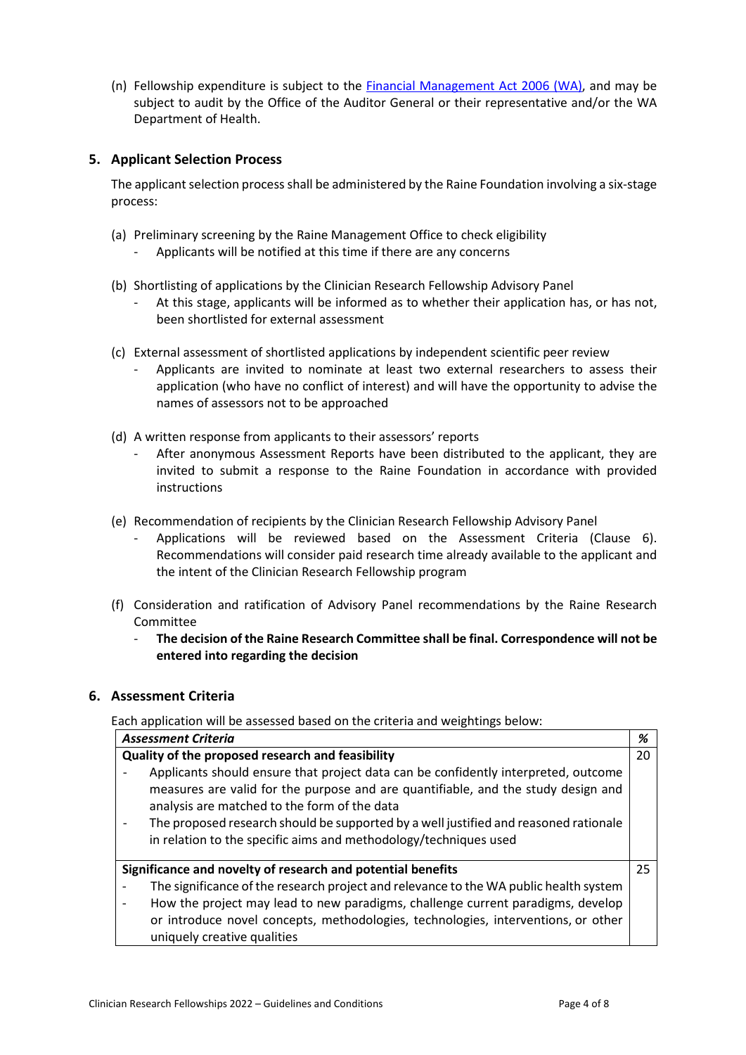(n) Fellowship expenditure is subject to the [Financial Management Act 2006 (WA)](), and may be subject to audit by the Office of the Auditor General or their representative and/or the WA Department of Health.

## 5. Applicant Selection Process

The applicant selection process shall be administered by the Raine Foundation involving a six-stage process:

(a) Preliminary screening by the Raine Management Office to check eligibility
  - Applicants will be notified at this time if there are any concerns

(b) Shortlisting of applications by the Clinician Research Fellowship Advisory Panel
  - At this stage, applicants will be informed as to whether their application has, or has not, been shortlisted for external assessment

(c) External assessment of shortlisted applications by independent scientific peer review
  - Applicants are invited to nominate at least two external researchers to assess their application (who have no conflict of interest) and will have the opportunity to advise the names of assessors not to be approached

(d) A written response from applicants to their assessors' reports
  - After anonymous Assessment Reports have been distributed to the applicant, they are invited to submit a response to the Raine Foundation in accordance with provided instructions

(e) Recommendation of recipients by the Clinician Research Fellowship Advisory Panel
  - Applications will be reviewed based on the Assessment Criteria (Clause 6). Recommendations will consider paid research time already available to the applicant and the intent of the Clinician Research Fellowship program

(f) Consideration and ratification of Advisory Panel recommendations by the Raine Research Committee
  - **The decision of the Raine Research Committee shall be final. Correspondence will not be entered into regarding the decision**

## 6. Assessment Criteria

Each application will be assessed based on the criteria and weightings below:

| ***Assessment Criteria*** | ***%*** |
|---|---|
| **Quality of the proposed research and feasibility**<br>- Applicants should ensure that project data can be confidently interpreted, outcome measures are valid for the purpose and are quantifiable, and the study design and analysis are matched to the form of the data<br>- The proposed research should be supported by a well justified and reasoned rationale in relation to the specific aims and methodology/techniques used | 20 |
| **Significance and novelty of research and potential benefits**<br>- The significance of the research project and relevance to the WA public health system<br>- How the project may lead to new paradigms, challenge current paradigms, develop or introduce novel concepts, methodologies, technologies, interventions, or other uniquely creative qualities | 25 |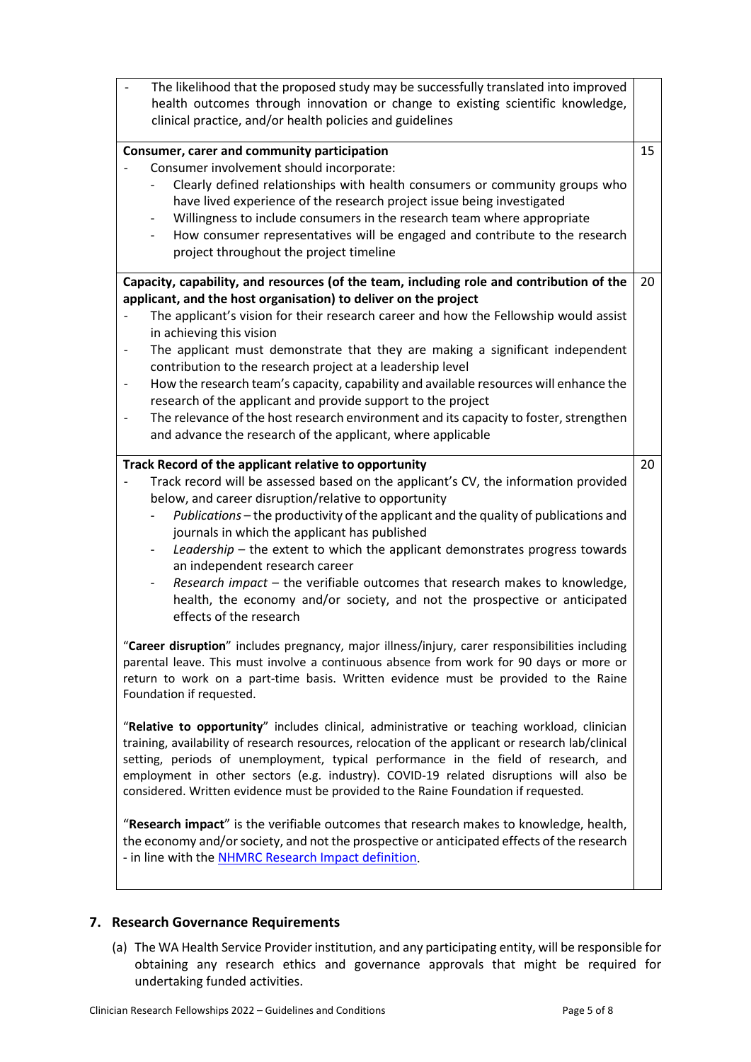| | |
|---|---|
| - The likelihood that the proposed study may be successfully translated into improved health outcomes through innovation or change to existing scientific knowledge, clinical practice, and/or health policies and guidelines | |
| **Consumer, carer and community participation**<br>- Consumer involvement should incorporate:<br>&nbsp;&nbsp;- Clearly defined relationships with health consumers or community groups who have lived experience of the research project issue being investigated<br>&nbsp;&nbsp;- Willingness to include consumers in the research team where appropriate<br>&nbsp;&nbsp;- How consumer representatives will be engaged and contribute to the research project throughout the project timeline | 15 |
| **Capacity, capability, and resources (of the team, including role and contribution of the applicant, and the host organisation) to deliver on the project**<br>- The applicant's vision for their research career and how the Fellowship would assist in achieving this vision<br>- The applicant must demonstrate that they are making a significant independent contribution to the research project at a leadership level<br>- How the research team's capacity, capability and available resources will enhance the research of the applicant and provide support to the project<br>- The relevance of the host research environment and its capacity to foster, strengthen and advance the research of the applicant, where applicable | 20 |
| **Track Record of the applicant relative to opportunity**<br>- Track record will be assessed based on the applicant's CV, the information provided below, and career disruption/relative to opportunity<br>&nbsp;&nbsp;- *Publications* – the productivity of the applicant and the quality of publications and journals in which the applicant has published<br>&nbsp;&nbsp;- *Leadership* – the extent to which the applicant demonstrates progress towards an independent research career<br>&nbsp;&nbsp;- *Research impact* – the verifiable outcomes that research makes to knowledge, health, the economy and/or society, and not the prospective or anticipated effects of the research<br><br>"**Career disruption**" includes pregnancy, major illness/injury, carer responsibilities including parental leave. This must involve a continuous absence from work for 90 days or more or return to work on a part-time basis. Written evidence must be provided to the Raine Foundation if requested.<br><br>"**Relative to opportunity**" includes clinical, administrative or teaching workload, clinician training, availability of research resources, relocation of the applicant or research lab/clinical setting, periods of unemployment, typical performance in the field of research, and employment in other sectors (e.g. industry). COVID-19 related disruptions will also be considered. Written evidence must be provided to the Raine Foundation if requested.<br><br>"**Research impact**" is the verifiable outcomes that research makes to knowledge, health, the economy and/or society, and not the prospective or anticipated effects of the research - in line with the NHMRC Research Impact definition. | 20 |

## 7. Research Governance Requirements

(a) The WA Health Service Provider institution, and any participating entity, will be responsible for obtaining any research ethics and governance approvals that might be required for undertaking funded activities.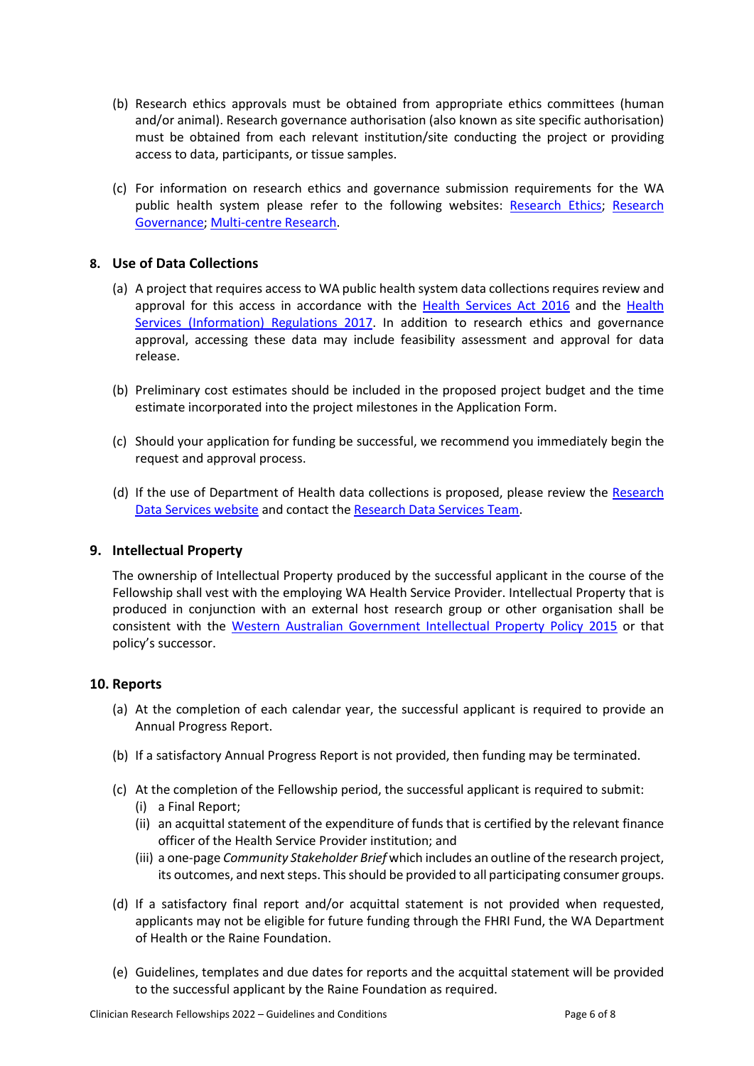(b) Research ethics approvals must be obtained from appropriate ethics committees (human and/or animal). Research governance authorisation (also known as site specific authorisation) must be obtained from each relevant institution/site conducting the project or providing access to data, participants, or tissue samples.

(c) For information on research ethics and governance submission requirements for the WA public health system please refer to the following websites: Research Ethics; Research Governance; Multi-centre Research.

## 8. Use of Data Collections

(a) A project that requires access to WA public health system data collections requires review and approval for this access in accordance with the Health Services Act 2016 and the Health Services (Information) Regulations 2017. In addition to research ethics and governance approval, accessing these data may include feasibility assessment and approval for data release.

(b) Preliminary cost estimates should be included in the proposed project budget and the time estimate incorporated into the project milestones in the Application Form.

(c) Should your application for funding be successful, we recommend you immediately begin the request and approval process.

(d) If the use of Department of Health data collections is proposed, please review the Research Data Services website and contact the Research Data Services Team.

## 9. Intellectual Property

The ownership of Intellectual Property produced by the successful applicant in the course of the Fellowship shall vest with the employing WA Health Service Provider. Intellectual Property that is produced in conjunction with an external host research group or other organisation shall be consistent with the Western Australian Government Intellectual Property Policy 2015 or that policy's successor.

## 10. Reports

(a) At the completion of each calendar year, the successful applicant is required to provide an Annual Progress Report.

(b) If a satisfactory Annual Progress Report is not provided, then funding may be terminated.

(c) At the completion of the Fellowship period, the successful applicant is required to submit:
   - (i) a Final Report;
   - (ii) an acquittal statement of the expenditure of funds that is certified by the relevant finance officer of the Health Service Provider institution; and
   - (iii) a one-page *Community Stakeholder Brief* which includes an outline of the research project, its outcomes, and next steps. This should be provided to all participating consumer groups.

(d) If a satisfactory final report and/or acquittal statement is not provided when requested, applicants may not be eligible for future funding through the FHRI Fund, the WA Department of Health or the Raine Foundation.

(e) Guidelines, templates and due dates for reports and the acquittal statement will be provided to the successful applicant by the Raine Foundation as required.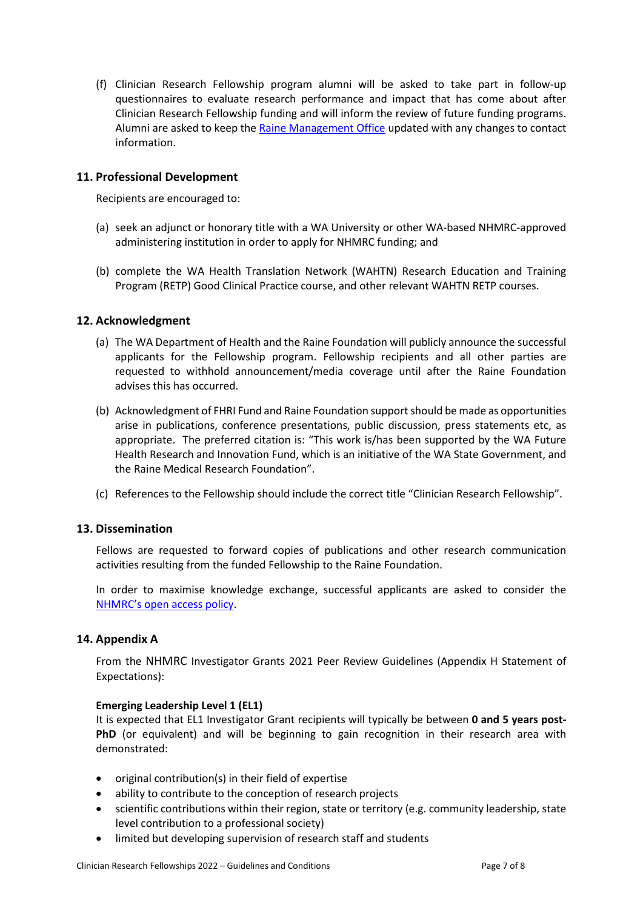(f) Clinician Research Fellowship program alumni will be asked to take part in follow-up questionnaires to evaluate research performance and impact that has come about after Clinician Research Fellowship funding and will inform the review of future funding programs. Alumni are asked to keep the [Raine Management Office] updated with any changes to contact information.

## 11. Professional Development

Recipients are encouraged to:

(a) seek an adjunct or honorary title with a WA University or other WA-based NHMRC-approved administering institution in order to apply for NHMRC funding; and

(b) complete the WA Health Translation Network (WAHTN) Research Education and Training Program (RETP) Good Clinical Practice course, and other relevant WAHTN RETP courses.

## 12. Acknowledgment

(a) The WA Department of Health and the Raine Foundation will publicly announce the successful applicants for the Fellowship program. Fellowship recipients and all other parties are requested to withhold announcement/media coverage until after the Raine Foundation advises this has occurred.

(b) Acknowledgment of FHRI Fund and Raine Foundation support should be made as opportunities arise in publications, conference presentations, public discussion, press statements etc, as appropriate. The preferred citation is: "This work is/has been supported by the WA Future Health Research and Innovation Fund, which is an initiative of the WA State Government, and the Raine Medical Research Foundation".

(c) References to the Fellowship should include the correct title "Clinician Research Fellowship".

## 13. Dissemination

Fellows are requested to forward copies of publications and other research communication activities resulting from the funded Fellowship to the Raine Foundation.

In order to maximise knowledge exchange, successful applicants are asked to consider the [NHMRC's open access policy].

## 14. Appendix A

From the NHMRC Investigator Grants 2021 Peer Review Guidelines (Appendix H Statement of Expectations):

**Emerging Leadership Level 1 (EL1)**

It is expected that EL1 Investigator Grant recipients will typically be between **0 and 5 years post-PhD** (or equivalent) and will be beginning to gain recognition in their research area with demonstrated:

- original contribution(s) in their field of expertise
- ability to contribute to the conception of research projects
- scientific contributions within their region, state or territory (e.g. community leadership, state level contribution to a professional society)
- limited but developing supervision of research staff and students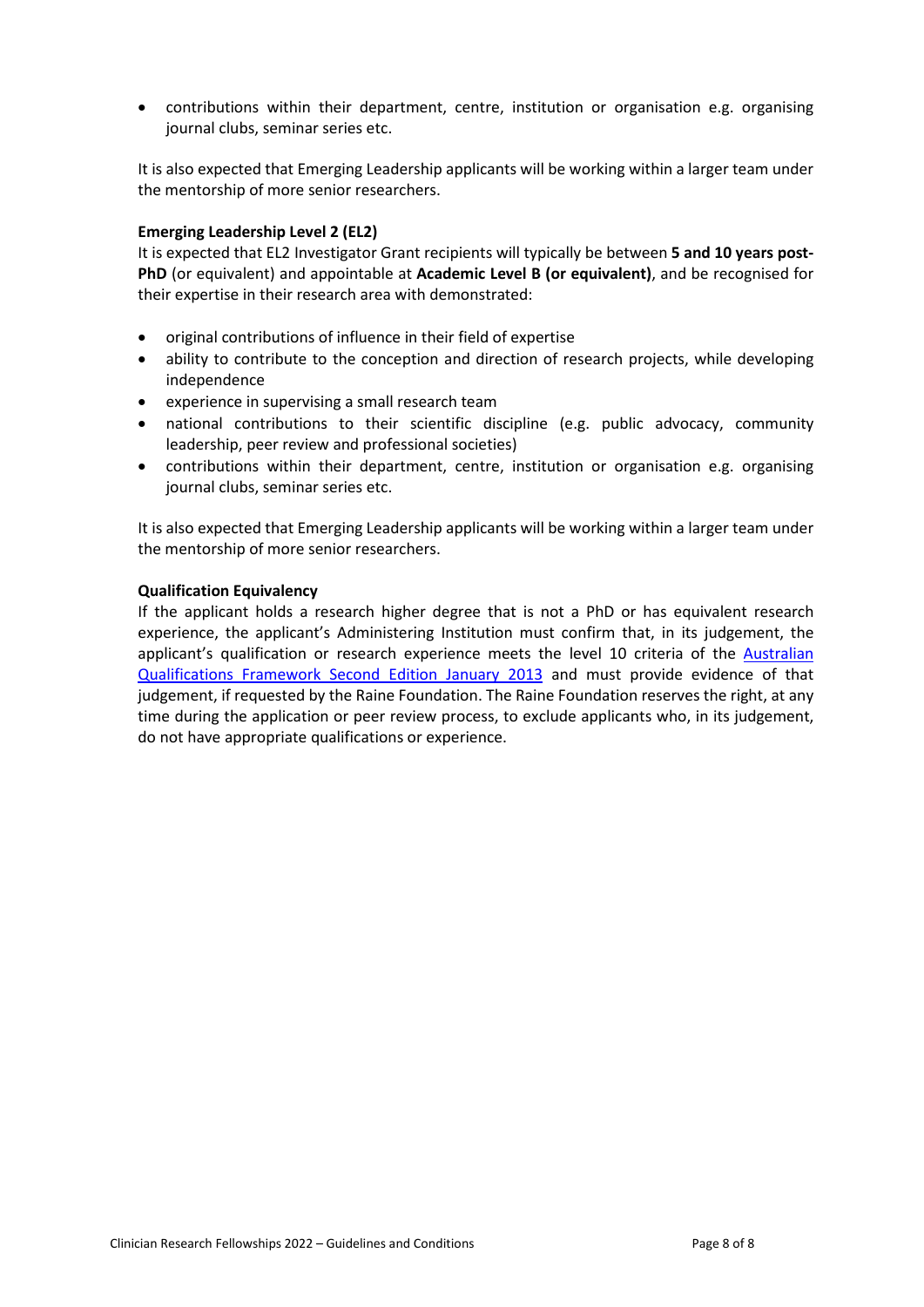- contributions within their department, centre, institution or organisation e.g. organising journal clubs, seminar series etc.

It is also expected that Emerging Leadership applicants will be working within a larger team under the mentorship of more senior researchers.

**Emerging Leadership Level 2 (EL2)**

It is expected that EL2 Investigator Grant recipients will typically be between **5 and 10 years post-PhD** (or equivalent) and appointable at **Academic Level B (or equivalent)**, and be recognised for their expertise in their research area with demonstrated:

- original contributions of influence in their field of expertise
- ability to contribute to the conception and direction of research projects, while developing independence
- experience in supervising a small research team
- national contributions to their scientific discipline (e.g. public advocacy, community leadership, peer review and professional societies)
- contributions within their department, centre, institution or organisation e.g. organising journal clubs, seminar series etc.

It is also expected that Emerging Leadership applicants will be working within a larger team under the mentorship of more senior researchers.

**Qualification Equivalency**

If the applicant holds a research higher degree that is not a PhD or has equivalent research experience, the applicant's Administering Institution must confirm that, in its judgement, the applicant's qualification or research experience meets the level 10 criteria of the Australian Qualifications Framework Second Edition January 2013 and must provide evidence of that judgement, if requested by the Raine Foundation. The Raine Foundation reserves the right, at any time during the application or peer review process, to exclude applicants who, in its judgement, do not have appropriate qualifications or experience.